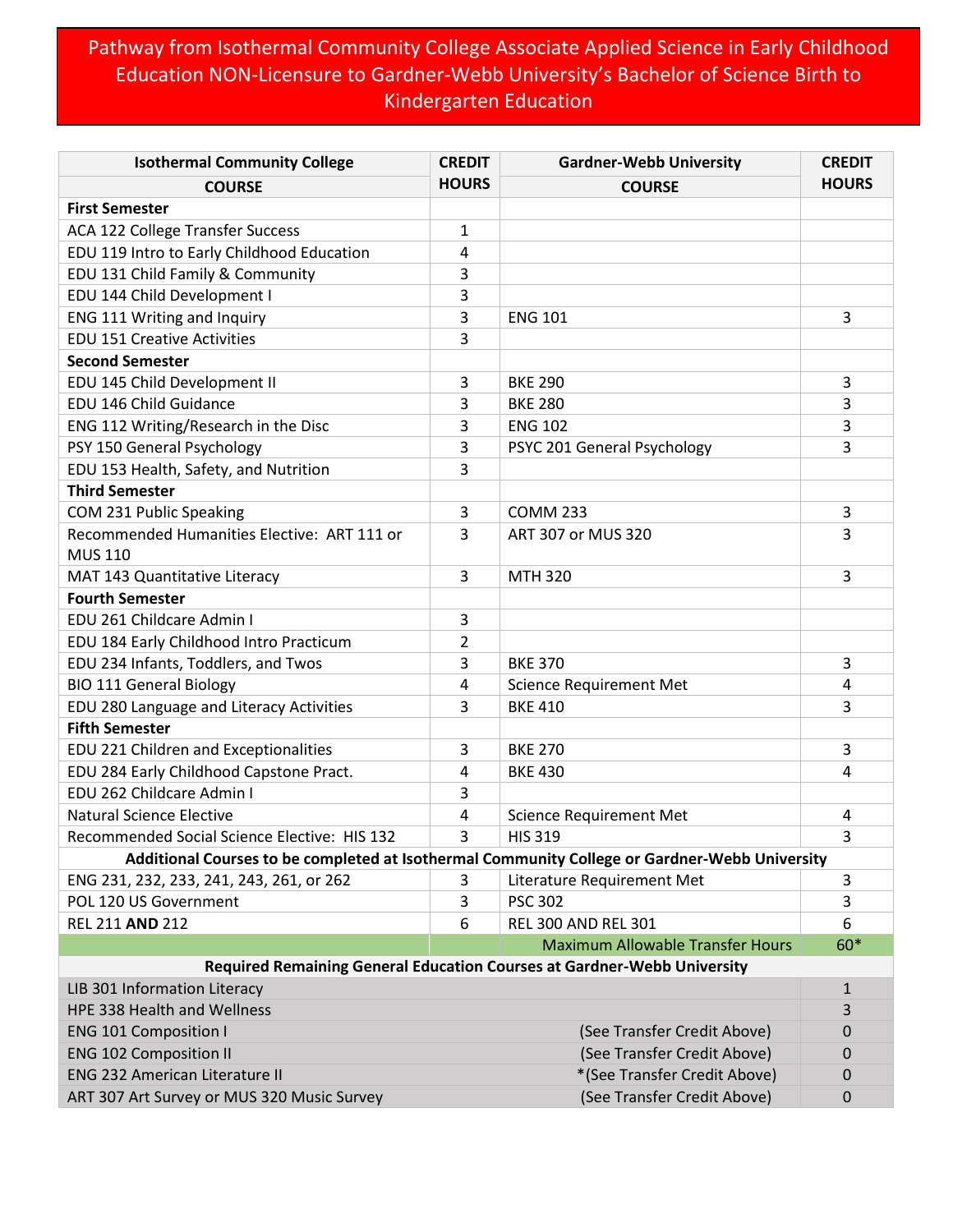# Pathway from Isothermal Community College Associate Applied Science in Early Childhood Education NON-Licensure to Gardner-Webb University's Bachelor of Science Birth to Kindergarten Education

| Isothermal Community College COURSE | CREDIT HOURS | Gardner-Webb University COURSE | CREDIT HOURS |
|---|---|---|---|
| **First Semester** | | | |
| ACA 122 College Transfer Success | 1 | | |
| EDU 119 Intro to Early Childhood Education | 4 | | |
| EDU 131 Child Family & Community | 3 | | |
| EDU 144 Child Development I | 3 | | |
| ENG 111 Writing and Inquiry | 3 | ENG 101 | 3 |
| EDU 151 Creative Activities | 3 | | |
| **Second Semester** | | | |
| EDU 145 Child Development II | 3 | BKE 290 | 3 |
| EDU 146 Child Guidance | 3 | BKE 280 | 3 |
| ENG 112 Writing/Research in the Disc | 3 | ENG 102 | 3 |
| PSY 150 General Psychology | 3 | PSYC 201 General Psychology | 3 |
| EDU 153 Health, Safety, and Nutrition | 3 | | |
| **Third Semester** | | | |
| COM 231 Public Speaking | 3 | COMM 233 | 3 |
| Recommended Humanities Elective: ART 111 or MUS 110 | 3 | ART 307 or MUS 320 | 3 |
| MAT 143 Quantitative Literacy | 3 | MTH 320 | 3 |
| **Fourth Semester** | | | |
| EDU 261 Childcare Admin I | 3 | | |
| EDU 184 Early Childhood Intro Practicum | 2 | | |
| EDU 234 Infants, Toddlers, and Twos | 3 | BKE 370 | 3 |
| BIO 111 General Biology | 4 | Science Requirement Met | 4 |
| EDU 280 Language and Literacy Activities | 3 | BKE 410 | 3 |
| **Fifth Semester** | | | |
| EDU 221 Children and Exceptionalities | 3 | BKE 270 | 3 |
| EDU 284 Early Childhood Capstone Pract. | 4 | BKE 430 | 4 |
| EDU 262 Childcare Admin I | 3 | | |
| Natural Science Elective | 4 | Science Requirement Met | 4 |
| Recommended Social Science Elective: HIS 132 | 3 | HIS 319 | 3 |
| **Additional Courses to be completed at Isothermal Community College or Gardner-Webb University** | | | |
| ENG 231, 232, 233, 241, 243, 261, or 262 | 3 | Literature Requirement Met | 3 |
| POL 120 US Government | 3 | PSC 302 | 3 |
| REL 211 **AND** 212 | 6 | REL 300 AND REL 301 | 6 |
| | | Maximum Allowable Transfer Hours | 60* |
| **Required Remaining General Education Courses at Gardner-Webb University** | | | |
| LIB 301 Information Literacy | | | 1 |
| HPE 338 Health and Wellness | | | 3 |
| ENG 101 Composition I | | (See Transfer Credit Above) | 0 |
| ENG 102 Composition II | | (See Transfer Credit Above) | 0 |
| ENG 232 American Literature II | | *(See Transfer Credit Above) | 0 |
| ART 307 Art Survey or MUS 320 Music Survey | | (See Transfer Credit Above) | 0 |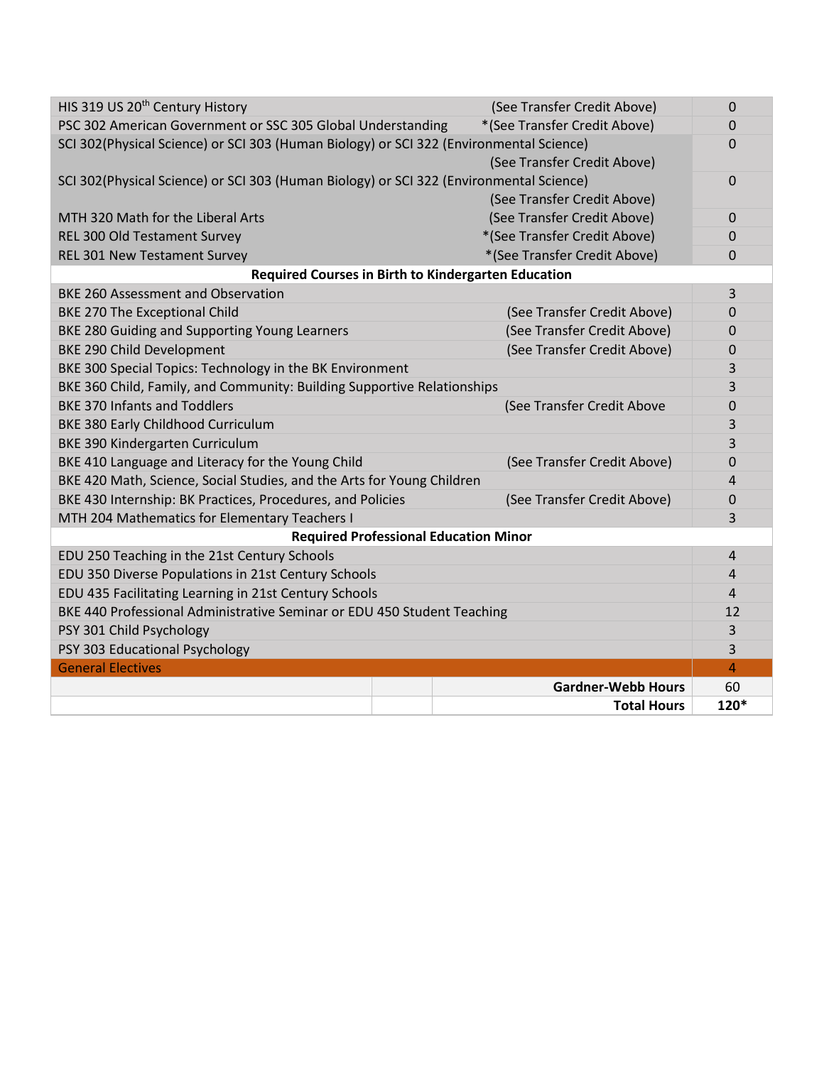| | | |
|---|---|---|
| HIS 319 US 20th Century History | (See Transfer Credit Above) | 0 |
| PSC 302 American Government or SSC 305 Global Understanding | *(See Transfer Credit Above) | 0 |
| SCI 302(Physical Science) or SCI 303 (Human Biology) or SCI 322 (Environmental Science) | (See Transfer Credit Above) | 0 |
| SCI 302(Physical Science) or SCI 303 (Human Biology) or SCI 322 (Environmental Science) | (See Transfer Credit Above) | 0 |
| MTH 320 Math for the Liberal Arts | (See Transfer Credit Above) | 0 |
| REL 300 Old Testament Survey | *(See Transfer Credit Above) | 0 |
| REL 301 New Testament Survey | *(See Transfer Credit Above) | 0 |
| **Required Courses in Birth to Kindergarten Education** | | |
| BKE 260 Assessment and Observation | | 3 |
| BKE 270 The Exceptional Child | (See Transfer Credit Above) | 0 |
| BKE 280 Guiding and Supporting Young Learners | (See Transfer Credit Above) | 0 |
| BKE 290 Child Development | (See Transfer Credit Above) | 0 |
| BKE 300 Special Topics: Technology in the BK Environment | | 3 |
| BKE 360 Child, Family, and Community: Building Supportive Relationships | | 3 |
| BKE 370 Infants and Toddlers | (See Transfer Credit Above | 0 |
| BKE 380 Early Childhood Curriculum | | 3 |
| BKE 390 Kindergarten Curriculum | | 3 |
| BKE 410 Language and Literacy for the Young Child | (See Transfer Credit Above) | 0 |
| BKE 420 Math, Science, Social Studies, and the Arts for Young Children | | 4 |
| BKE 430 Internship: BK Practices, Procedures, and Policies | (See Transfer Credit Above) | 0 |
| MTH 204 Mathematics for Elementary Teachers I | | 3 |
| **Required Professional Education Minor** | | |
| EDU 250 Teaching in the 21st Century Schools | | 4 |
| EDU 350 Diverse Populations in 21st Century Schools | | 4 |
| EDU 435 Facilitating Learning in 21st Century Schools | | 4 |
| BKE 440 Professional Administrative Seminar or EDU 450 Student Teaching | | 12 |
| PSY 301 Child Psychology | | 3 |
| PSY 303 Educational Psychology | | 3 |
| General Electives | | 4 |
| | **Gardner-Webb Hours** | 60 |
| | **Total Hours** | **120*** |